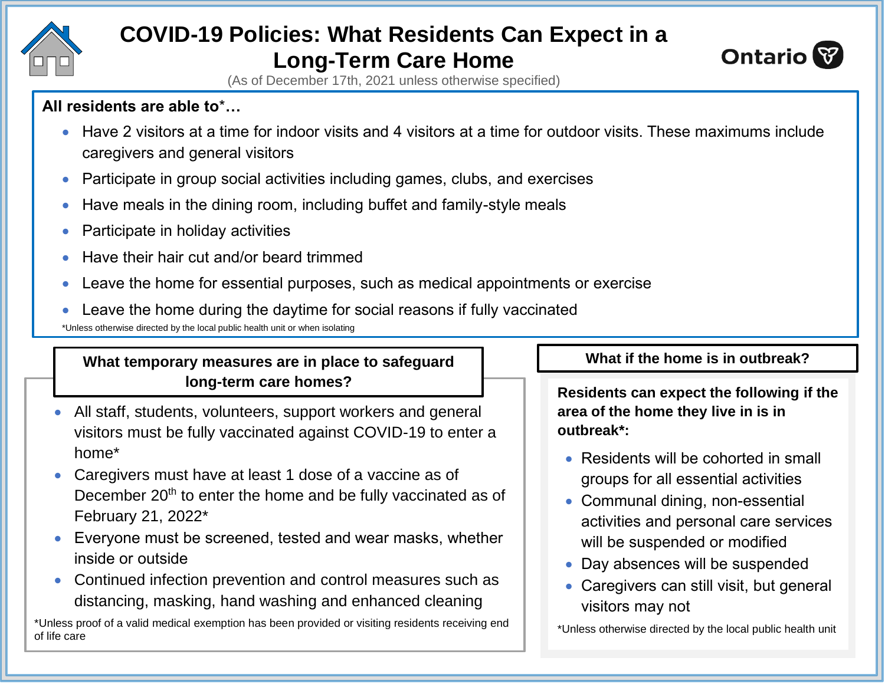# COVID-19 Policies: What Residents Can Expect in a Long-Term Care Home

(As of December 17th, 2021 unless otherwise specified)

Ontario

**All residents are able to*…**

- Have 2 visitors at a time for indoor visits and 4 visitors at a time for outdoor visits. These maximums include caregivers and general visitors
- Participate in group social activities including games, clubs, and exercises
- Have meals in the dining room, including buffet and family-style meals
- Participate in holiday activities
- Have their hair cut and/or beard trimmed
- Leave the home for essential purposes, such as medical appointments or exercise
- Leave the home during the daytime for social reasons if fully vaccinated

*Unless otherwise directed by the local public health unit or when isolating

## What temporary measures are in place to safeguard long-term care homes?

- All staff, students, volunteers, support workers and general visitors must be fully vaccinated against COVID-19 to enter a home*
- Caregivers must have at least 1 dose of a vaccine as of December 20th to enter the home and be fully vaccinated as of February 21, 2022*
- Everyone must be screened, tested and wear masks, whether inside or outside
- Continued infection prevention and control measures such as distancing, masking, hand washing and enhanced cleaning

*Unless proof of a valid medical exemption has been provided or visiting residents receiving end of life care

## What if the home is in outbreak?

**Residents can expect the following if the area of the home they live in is in outbreak*:**

- Residents will be cohorted in small groups for all essential activities
- Communal dining, non-essential activities and personal care services will be suspended or modified
- Day absences will be suspended
- Caregivers can still visit, but general visitors may not

*Unless otherwise directed by the local public health unit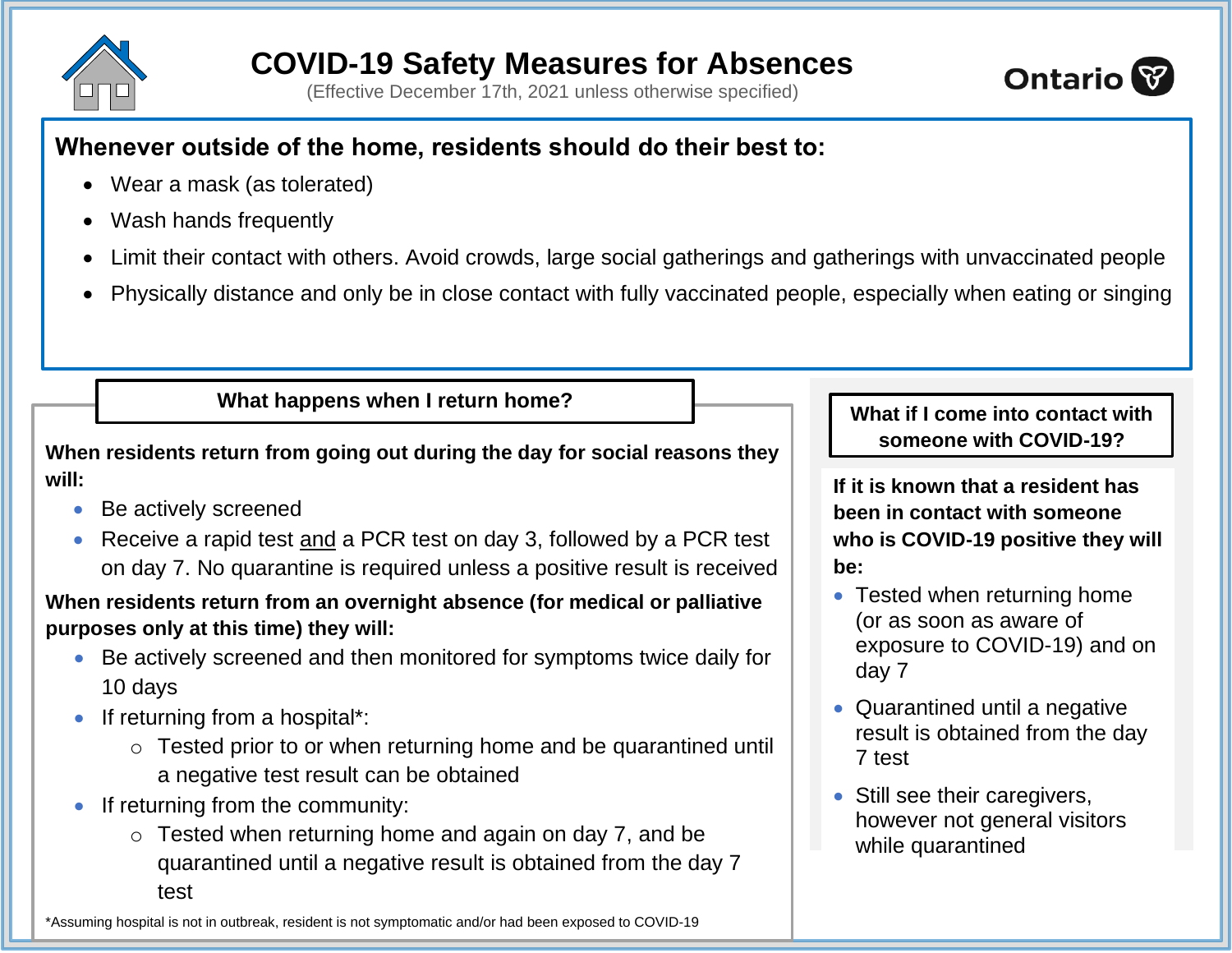# COVID-19 Safety Measures for Absences

(Effective December 17th, 2021 unless otherwise specified)

Ontario

**Whenever outside of the home, residents should do their best to:**

- Wear a mask (as tolerated)
- Wash hands frequently
- Limit their contact with others. Avoid crowds, large social gatherings and gatherings with unvaccinated people
- Physically distance and only be in close contact with fully vaccinated people, especially when eating or singing

## What happens when I return home?

**When residents return from going out during the day for social reasons they will:**

- Be actively screened
- Receive a rapid test and a PCR test on day 3, followed by a PCR test on day 7. No quarantine is required unless a positive result is received

**When residents return from an overnight absence (for medical or palliative purposes only at this time) they will:**

- Be actively screened and then monitored for symptoms twice daily for 10 days
- If returning from a hospital*:
  - Tested prior to or when returning home and be quarantined until a negative test result can be obtained
- If returning from the community:
  - Tested when returning home and again on day 7, and be quarantined until a negative result is obtained from the day 7 test

*Assuming hospital is not in outbreak, resident is not symptomatic and/or had been exposed to COVID-19

## What if I come into contact with someone with COVID-19?

**If it is known that a resident has been in contact with someone who is COVID-19 positive they will be:**

- Tested when returning home (or as soon as aware of exposure to COVID-19) and on day 7
- Quarantined until a negative result is obtained from the day 7 test
- Still see their caregivers, however not general visitors while quarantined